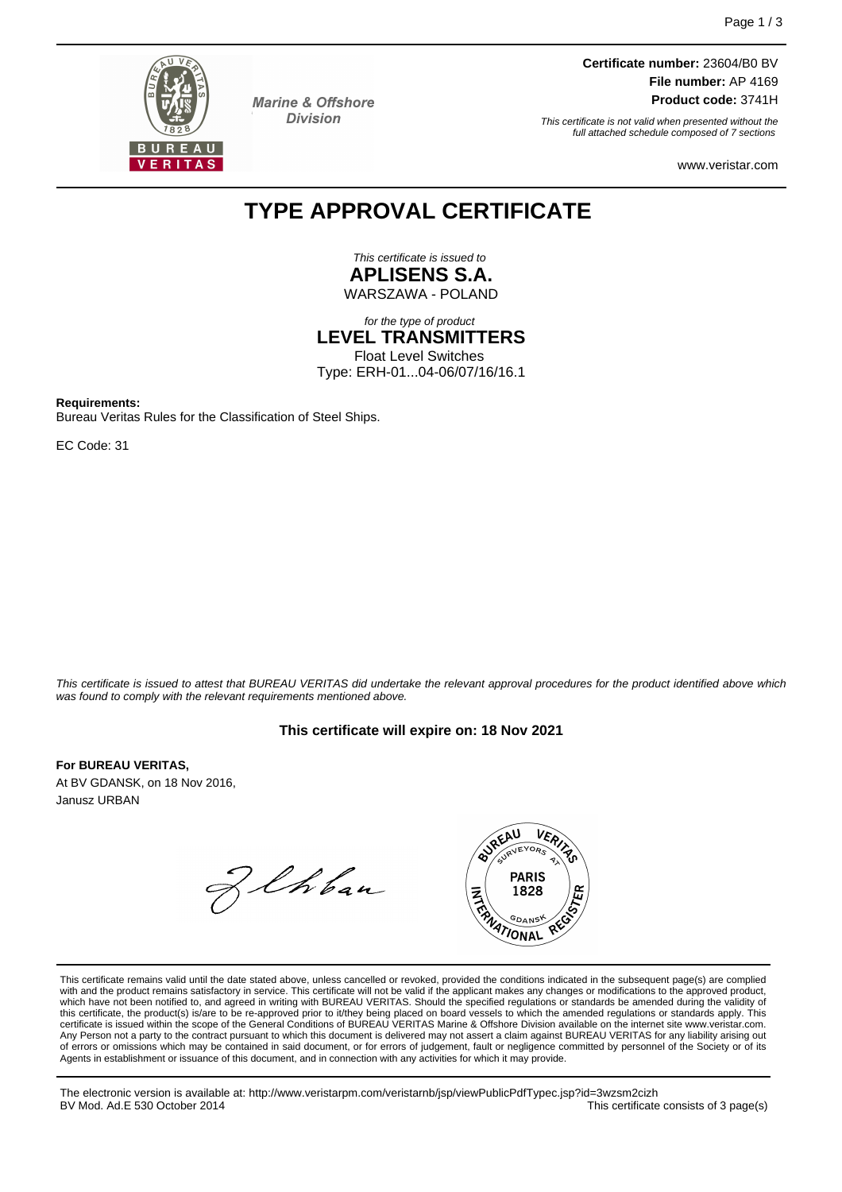Marine & Offshore Division

**Certificate number:** 23604/B0 BV
**File number:** AP 4169
**Product code:** 3741H

*This certificate is not valid when presented without the full attached schedule composed of 7 sections*

www.veristar.com

# TYPE APPROVAL CERTIFICATE

*This certificate is issued to*
**APLISENS S.A.**
WARSZAWA - POLAND

*for the type of product*
**LEVEL TRANSMITTERS**
Float Level Switches
Type: ERH-01...04-06/07/16/16.1

**Requirements:**
Bureau Veritas Rules for the Classification of Steel Ships.

EC Code: 31

*This certificate is issued to attest that BUREAU VERITAS did undertake the relevant approval procedures for the product identified above which was found to comply with the relevant requirements mentioned above.*

**This certificate will expire on: 18 Nov 2021**

**For BUREAU VERITAS,**
At BV GDANSK, on 18 Nov 2016,
Janusz URBAN

This certificate remains valid until the date stated above, unless cancelled or revoked, provided the conditions indicated in the subsequent page(s) are complied with and the product remains satisfactory in service. This certificate will not be valid if the applicant makes any changes or modifications to the approved product, which have not been notified to, and agreed in writing with BUREAU VERITAS. Should the specified regulations or standards be amended during the validity of this certificate, the product(s) is/are to be re-approved prior to it/they being placed on board vessels to which the amended regulations or standards apply. This certificate is issued within the scope of the General Conditions of BUREAU VERITAS Marine & Offshore Division available on the internet site www.veristar.com. Any Person not a party to the contract pursuant to which this document is delivered may not assert a claim against BUREAU VERITAS for any liability arising out of errors or omissions which may be contained in said document, or for errors of judgement, fault or negligence committed by personnel of the Society or of its Agents in establishment or issuance of this document, and in connection with any activities for which it may provide.

The electronic version is available at: http://www.veristarpm.com/veristarnb/jsp/viewPublicPdfTypec.jsp?id=3wzsm2cizh
BV Mod. Ad.E 530 October 2014

This certificate consists of 3 page(s)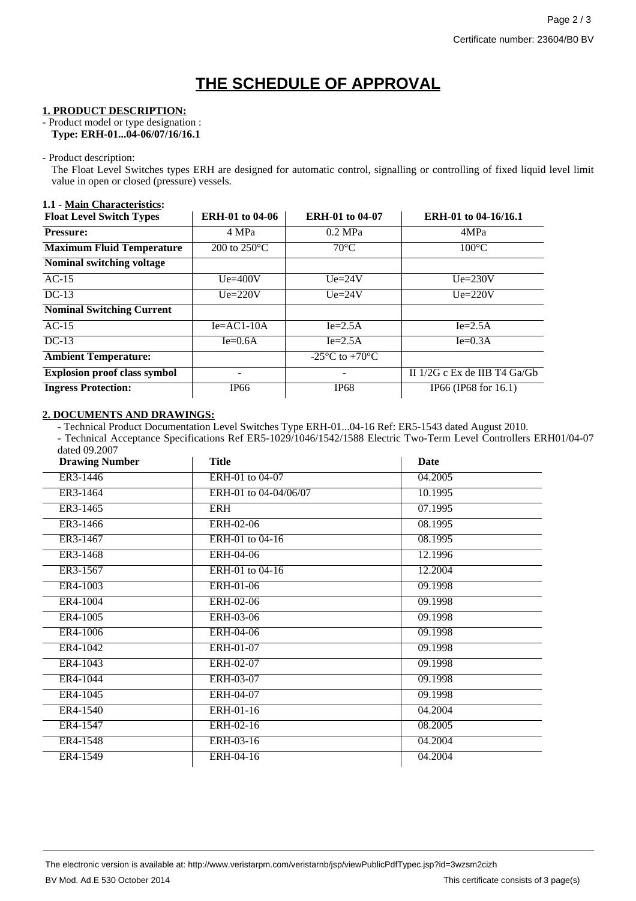# THE SCHEDULE OF APPROVAL

**1. PRODUCT DESCRIPTION:**

- Product model or type designation :
  **Type: ERH-01...04-06/07/16/16.1**

- Product description:
  The Float Level Switches types ERH are designed for automatic control, signalling or controlling of fixed liquid level limit value in open or closed (pressure) vessels.

**1.1 - Main Characteristics:**

| Float Level Switch Types | ERH-01 to 04-06 | ERH-01 to 04-07 | ERH-01 to 04-16/16.1 |
|---|---|---|---|
| **Pressure:** | 4 MPa | 0.2 MPa | 4MPa |
| **Maximum Fluid Temperature** | 200 to 250°C | 70°C | 100°C |
| **Nominal switching voltage** | | | |
| AC-15 | Ue=400V | Ue=24V | Ue=230V |
| DC-13 | Ue=220V | Ue=24V | Ue=220V |
| **Nominal Switching Current** | | | |
| AC-15 | Ie=AC1-10A | Ie=2.5A | Ie=2.5A |
| DC-13 | Ie=0.6A | Ie=2.5A | Ie=0.3A |
| **Ambient Temperature:** | | -25°C to +70°C | |
| **Explosion proof class symbol** | - | - | II 1/2G c Ex de IIB T4 Ga/Gb |
| **Ingress Protection:** | IP66 | IP68 | IP66 (IP68 for 16.1) |

**2. DOCUMENTS AND DRAWINGS:**

- Technical Product Documentation Level Switches Type ERH-01...04-16 Ref: ER5-1543 dated August 2010.
- Technical Acceptance Specifications Ref ER5-1029/1046/1542/1588 Electric Two-Term Level Controllers ERH01/04-07 dated 09.2007

| Drawing Number | Title | Date |
|---|---|---|
| ER3-1446 | ERH-01 to 04-07 | 04.2005 |
| ER3-1464 | ERH-01 to 04-04/06/07 | 10.1995 |
| ER3-1465 | ERH | 07.1995 |
| ER3-1466 | ERH-02-06 | 08.1995 |
| ER3-1467 | ERH-01 to 04-16 | 08.1995 |
| ER3-1468 | ERH-04-06 | 12.1996 |
| ER3-1567 | ERH-01 to 04-16 | 12.2004 |
| ER4-1003 | ERH-01-06 | 09.1998 |
| ER4-1004 | ERH-02-06 | 09.1998 |
| ER4-1005 | ERH-03-06 | 09.1998 |
| ER4-1006 | ERH-04-06 | 09.1998 |
| ER4-1042 | ERH-01-07 | 09.1998 |
| ER4-1043 | ERH-02-07 | 09.1998 |
| ER4-1044 | ERH-03-07 | 09.1998 |
| ER4-1045 | ERH-04-07 | 09.1998 |
| ER4-1540 | ERH-01-16 | 04.2004 |
| ER4-1547 | ERH-02-16 | 08.2005 |
| ER4-1548 | ERH-03-16 | 04.2004 |
| ER4-1549 | ERH-04-16 | 04.2004 |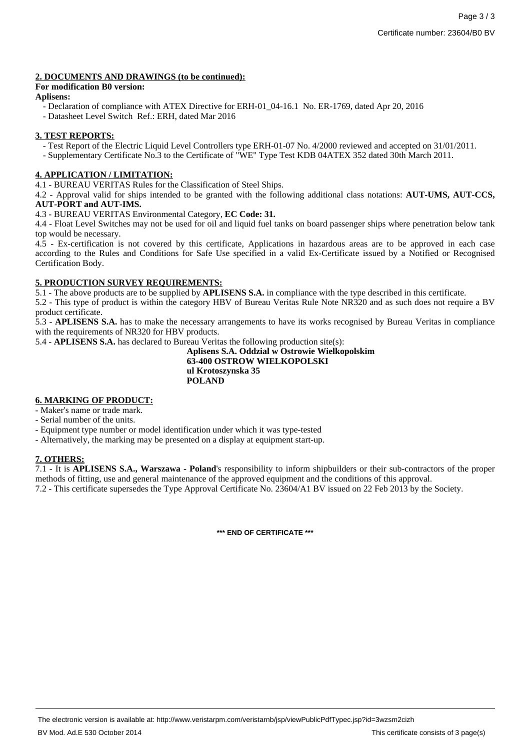## 2. DOCUMENTS AND DRAWINGS (to be continued):

**For modification B0 version:**

**Aplisens:**

- Declaration of compliance with ATEX Directive for ERH-01_04-16.1 No. ER-1769, dated Apr 20, 2016
- Datasheet Level Switch Ref.: ERH, dated Mar 2016

## 3. TEST REPORTS:

- Test Report of the Electric Liquid Level Controllers type ERH-01-07 No. 4/2000 reviewed and accepted on 31/01/2011.
- Supplementary Certificate No.3 to the Certificate of "WE" Type Test KDB 04ATEX 352 dated 30th March 2011.

## 4. APPLICATION / LIMITATION:

4.1 - BUREAU VERITAS Rules for the Classification of Steel Ships.

4.2 - Approval valid for ships intended to be granted with the following additional class notations: **AUT-UMS, AUT-CCS, AUT-PORT and AUT-IMS.**

4.3 - BUREAU VERITAS Environmental Category, **EC Code: 31.**

4.4 - Float Level Switches may not be used for oil and liquid fuel tanks on board passenger ships where penetration below tank top would be necessary.

4.5 - Ex-certification is not covered by this certificate, Applications in hazardous areas are to be approved in each case according to the Rules and Conditions for Safe Use specified in a valid Ex-Certificate issued by a Notified or Recognised Certification Body.

## 5. PRODUCTION SURVEY REQUIREMENTS:

5.1 - The above products are to be supplied by **APLISENS S.A.** in compliance with the type described in this certificate.

5.2 - This type of product is within the category HBV of Bureau Veritas Rule Note NR320 and as such does not require a BV product certificate.

5.3 - **APLISENS S.A.** has to make the necessary arrangements to have its works recognised by Bureau Veritas in compliance with the requirements of NR320 for HBV products.

5.4 - **APLISENS S.A.** has declared to Bureau Veritas the following production site(s):

**Aplisens S.A. Oddzial w Ostrowie Wielkopolskim**
**63-400 OSTROW WIELKOPOLSKI**
**ul Krotoszynska 35**
**POLAND**

## 6. MARKING OF PRODUCT:

- Maker's name or trade mark.
- Serial number of the units.
- Equipment type number or model identification under which it was type-tested
- Alternatively, the marking may be presented on a display at equipment start-up.

## 7. OTHERS:

7.1 - It is **APLISENS S.A., Warszawa - Poland**'s responsibility to inform shipbuilders or their sub-contractors of the proper methods of fitting, use and general maintenance of the approved equipment and the conditions of this approval.

7.2 - This certificate supersedes the Type Approval Certificate No. 23604/A1 BV issued on 22 Feb 2013 by the Society.

**\*\*\* END OF CERTIFICATE \*\*\***

The electronic version is available at: http://www.veristarpm.com/veristarnb/jsp/viewPublicPdfTypec.jsp?id=3wzsm2cizh

BV Mod. Ad.E 530 October 2014

This certificate consists of 3 page(s)